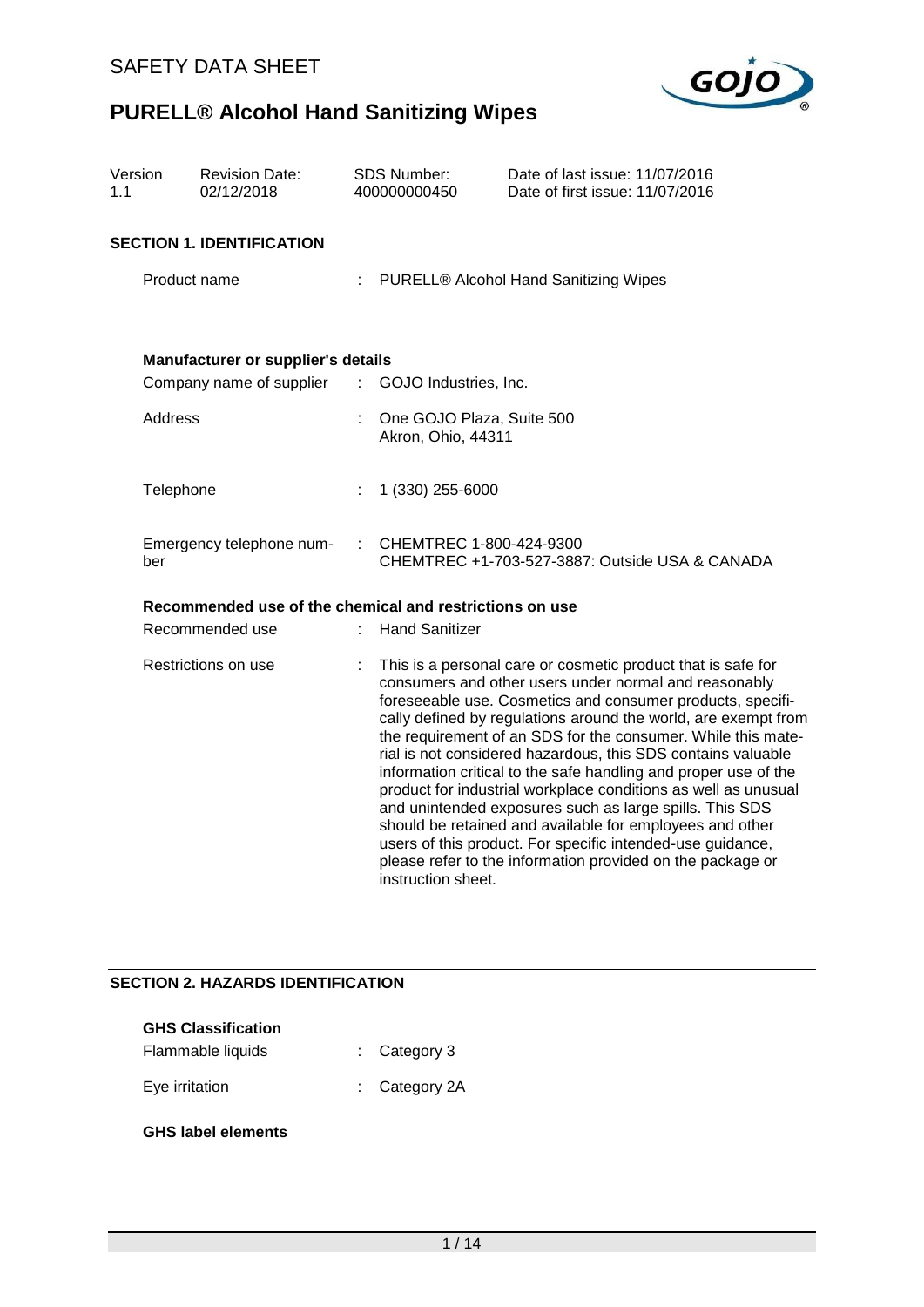SAFETY DATA SHEET

# PURELL® Alcohol Hand Sanitizing Wipes

| Version | Revision Date: | SDS Number: | Date of last issue: 11/07/2016 |
|---|---|---|---|
| 1.1 | 02/12/2018 | 400000000450 | Date of first issue: 11/07/2016 |

## SECTION 1. IDENTIFICATION

Product name : PURELL® Alcohol Hand Sanitizing Wipes

**Manufacturer or supplier's details**

Company name of supplier : GOJO Industries, Inc.

Address : One GOJO Plaza, Suite 500
Akron, Ohio, 44311

Telephone : 1 (330) 255-6000

Emergency telephone number : CHEMTREC 1-800-424-9300
CHEMTREC +1-703-527-3887: Outside USA & CANADA

**Recommended use of the chemical and restrictions on use**

Recommended use : Hand Sanitizer

Restrictions on use : This is a personal care or cosmetic product that is safe for consumers and other users under normal and reasonably foreseeable use. Cosmetics and consumer products, specifically defined by regulations around the world, are exempt from the requirement of an SDS for the consumer. While this material is not considered hazardous, this SDS contains valuable information critical to the safe handling and proper use of the product for industrial workplace conditions as well as unusual and unintended exposures such as large spills. This SDS should be retained and available for employees and other users of this product. For specific intended-use guidance, please refer to the information provided on the package or instruction sheet.

## SECTION 2. HAZARDS IDENTIFICATION

**GHS Classification**

Flammable liquids : Category 3

Eye irritation : Category 2A

**GHS label elements**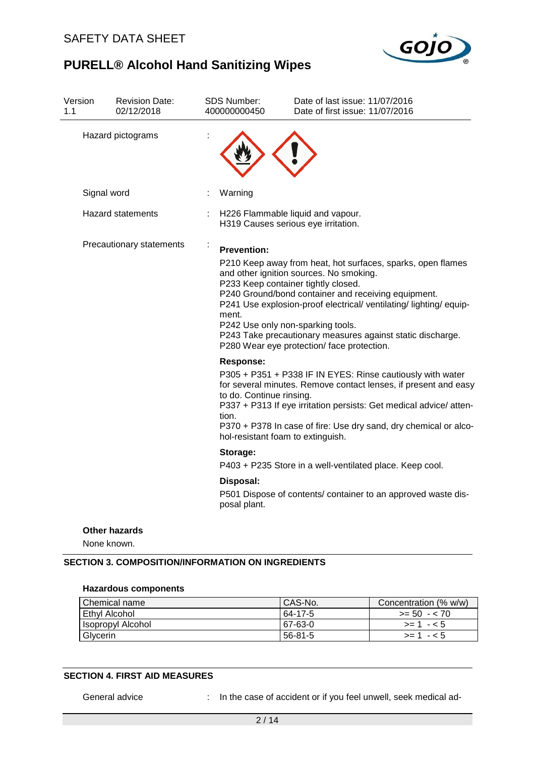| Version | Revision Date: | SDS Number: | Date of last issue: 11/07/2016 |
| --- | --- | --- | --- |
| 1.1 | 02/12/2018 | 400000000450 | Date of first issue: 11/07/2016 |

Hazard pictograms :

Signal word : Warning

Hazard statements : H226 Flammable liquid and vapour.
H319 Causes serious eye irritation.

Precautionary statements :

**Prevention:**

P210 Keep away from heat, hot surfaces, sparks, open flames and other ignition sources. No smoking.
P233 Keep container tightly closed.
P240 Ground/bond container and receiving equipment.
P241 Use explosion-proof electrical/ ventilating/ lighting/ equipment.
P242 Use only non-sparking tools.
P243 Take precautionary measures against static discharge.
P280 Wear eye protection/ face protection.

**Response:**

P305 + P351 + P338 IF IN EYES: Rinse cautiously with water for several minutes. Remove contact lenses, if present and easy to do. Continue rinsing.
P337 + P313 If eye irritation persists: Get medical advice/ attention.
P370 + P378 In case of fire: Use dry sand, dry chemical or alcohol-resistant foam to extinguish.

**Storage:**

P403 + P235 Store in a well-ventilated place. Keep cool.

**Disposal:**

P501 Dispose of contents/ container to an approved waste disposal plant.

**Other hazards**

None known.

## SECTION 3. COMPOSITION/INFORMATION ON INGREDIENTS

**Hazardous components**

| Chemical name | CAS-No. | Concentration (% w/w) |
| --- | --- | --- |
| Ethyl Alcohol | 64-17-5 | >= 50 - < 70 |
| Isopropyl Alcohol | 67-63-0 | >= 1 - < 5 |
| Glycerin | 56-81-5 | >= 1 - < 5 |

## SECTION 4. FIRST AID MEASURES

General advice : In the case of accident or if you feel unwell, seek medical ad-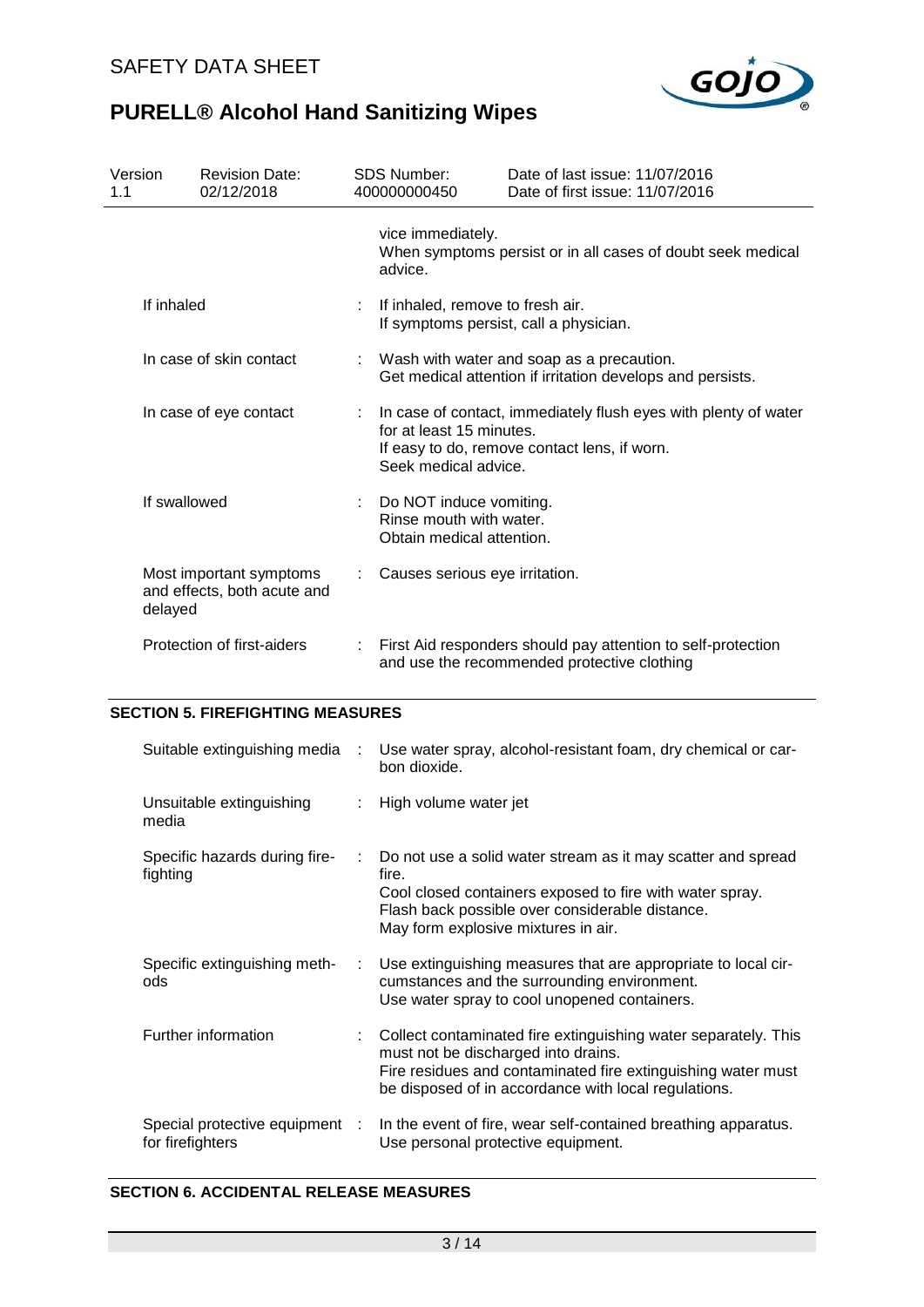| | |
|---|---|
| | vice immediately. When symptoms persist or in all cases of doubt seek medical advice. |
| If inhaled | : If inhaled, remove to fresh air. If symptoms persist, call a physician. |
| In case of skin contact | : Wash with water and soap as a precaution. Get medical attention if irritation develops and persists. |
| In case of eye contact | : In case of contact, immediately flush eyes with plenty of water for at least 15 minutes. If easy to do, remove contact lens, if worn. Seek medical advice. |
| If swallowed | : Do NOT induce vomiting. Rinse mouth with water. Obtain medical attention. |
| Most important symptoms and effects, both acute and delayed | : Causes serious eye irritation. |
| Protection of first-aiders | : First Aid responders should pay attention to self-protection and use the recommended protective clothing |

## SECTION 5. FIREFIGHTING MEASURES

| | |
|---|---|
| Suitable extinguishing media | : Use water spray, alcohol-resistant foam, dry chemical or carbon dioxide. |
| Unsuitable extinguishing media | : High volume water jet |
| Specific hazards during firefighting | : Do not use a solid water stream as it may scatter and spread fire. Cool closed containers exposed to fire with water spray. Flash back possible over considerable distance. May form explosive mixtures in air. |
| Specific extinguishing methods | : Use extinguishing measures that are appropriate to local circumstances and the surrounding environment. Use water spray to cool unopened containers. |
| Further information | : Collect contaminated fire extinguishing water separately. This must not be discharged into drains. Fire residues and contaminated fire extinguishing water must be disposed of in accordance with local regulations. |
| Special protective equipment for firefighters | : In the event of fire, wear self-contained breathing apparatus. Use personal protective equipment. |

## SECTION 6. ACCIDENTAL RELEASE MEASURES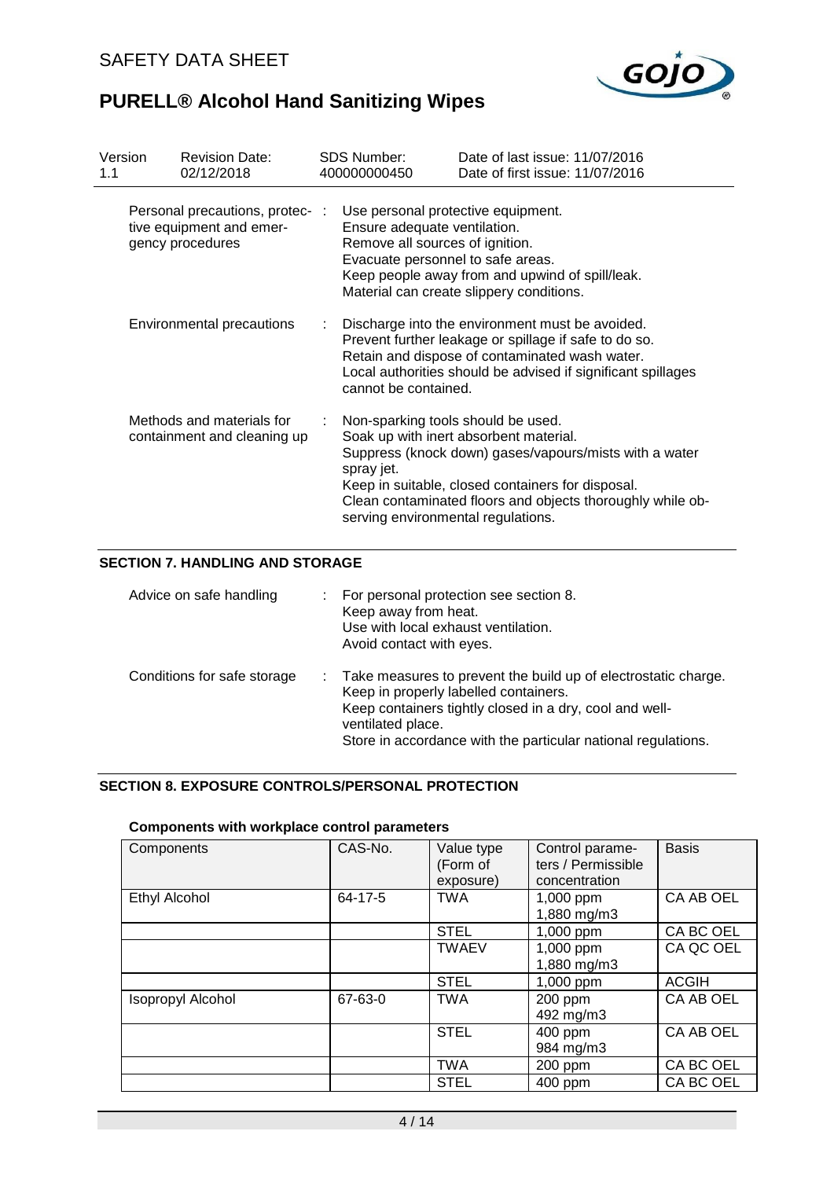| Version 1.1 | Revision Date: 02/12/2018 | SDS Number: 400000000450 | Date of last issue: 11/07/2016<br>Date of first issue: 11/07/2016 |
|---|---|---|---|

Personal precautions, protective equipment and emergency procedures : Use personal protective equipment.
Ensure adequate ventilation.
Remove all sources of ignition.
Evacuate personnel to safe areas.
Keep people away from and upwind of spill/leak.
Material can create slippery conditions.

Environmental precautions : Discharge into the environment must be avoided.
Prevent further leakage or spillage if safe to do so.
Retain and dispose of contaminated wash water.
Local authorities should be advised if significant spillages cannot be contained.

Methods and materials for containment and cleaning up : Non-sparking tools should be used.
Soak up with inert absorbent material.
Suppress (knock down) gases/vapours/mists with a water spray jet.
Keep in suitable, closed containers for disposal.
Clean contaminated floors and objects thoroughly while observing environmental regulations.

## SECTION 7. HANDLING AND STORAGE

Advice on safe handling : For personal protection see section 8.
Keep away from heat.
Use with local exhaust ventilation.
Avoid contact with eyes.

Conditions for safe storage : Take measures to prevent the build up of electrostatic charge.
Keep in properly labelled containers.
Keep containers tightly closed in a dry, cool and well-ventilated place.
Store in accordance with the particular national regulations.

## SECTION 8. EXPOSURE CONTROLS/PERSONAL PROTECTION

### Components with workplace control parameters

| Components | CAS-No. | Value type (Form of exposure) | Control parameters / Permissible concentration | Basis |
|---|---|---|---|---|
| Ethyl Alcohol | 64-17-5 | TWA | 1,000 ppm<br>1,880 mg/m3 | CA AB OEL |
| | | STEL | 1,000 ppm | CA BC OEL |
| | | TWAEV | 1,000 ppm<br>1,880 mg/m3 | CA QC OEL |
| | | STEL | 1,000 ppm | ACGIH |
| Isopropyl Alcohol | 67-63-0 | TWA | 200 ppm<br>492 mg/m3 | CA AB OEL |
| | | STEL | 400 ppm<br>984 mg/m3 | CA AB OEL |
| | | TWA | 200 ppm | CA BC OEL |
| | | STEL | 400 ppm | CA BC OEL |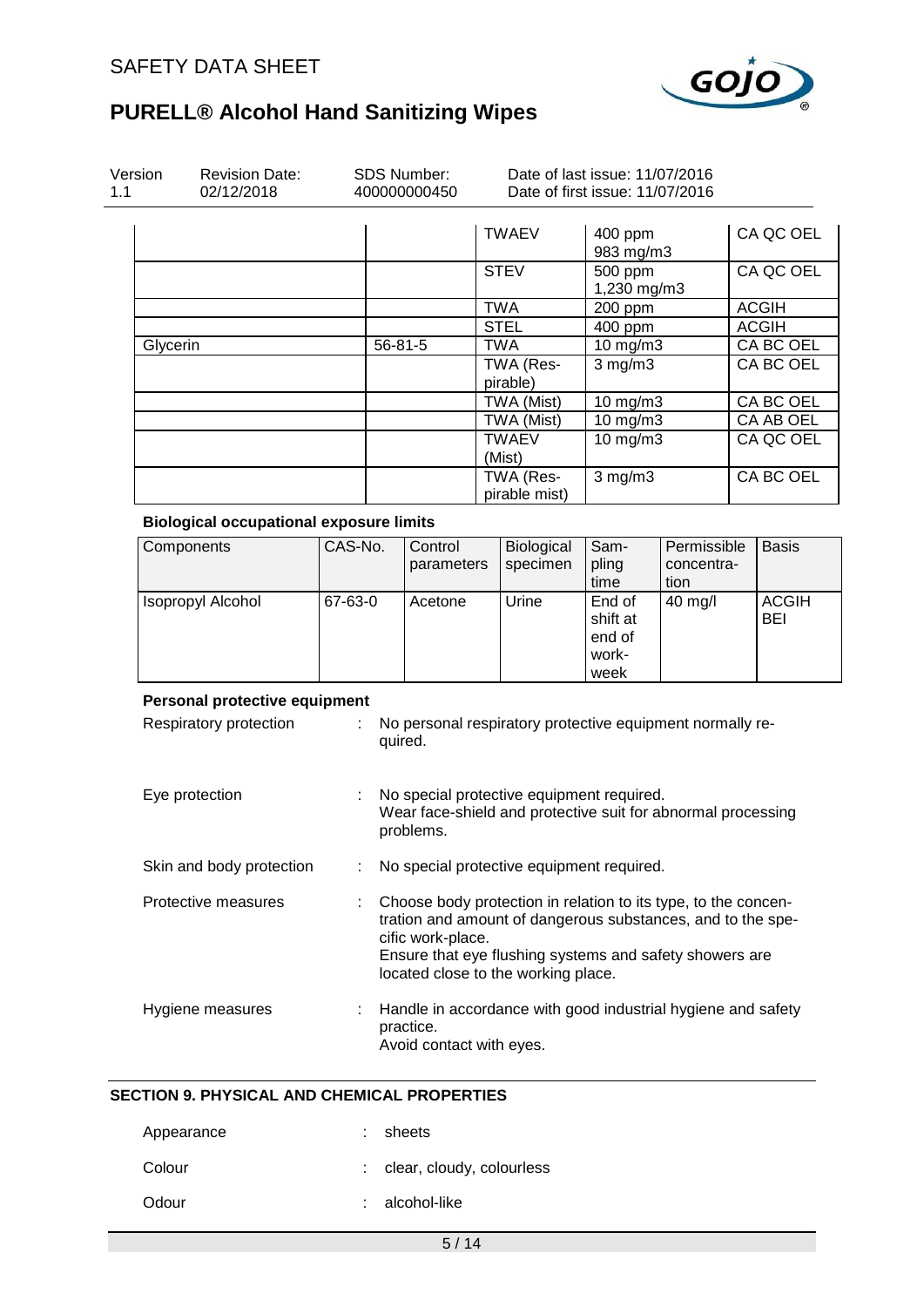| Version 1.1 | Revision Date: 02/12/2018 | SDS Number: 400000000450 | Date of last issue: 11/07/2016 Date of first issue: 11/07/2016 |
|---|---|---|---|

| | | TWAEV | 400 ppm 983 mg/m3 | CA QC OEL |
|---|---|---|---|---|
| | | STEV | 500 ppm 1,230 mg/m3 | CA QC OEL |
| | | TWA | 200 ppm | ACGIH |
| | | STEL | 400 ppm | ACGIH |
| Glycerin | 56-81-5 | TWA | 10 mg/m3 | CA BC OEL |
| | | TWA (Respirable) | 3 mg/m3 | CA BC OEL |
| | | TWA (Mist) | 10 mg/m3 | CA BC OEL |
| | | TWA (Mist) | 10 mg/m3 | CA AB OEL |
| | | TWAEV (Mist) | 10 mg/m3 | CA QC OEL |
| | | TWA (Respirable mist) | 3 mg/m3 | CA BC OEL |

**Biological occupational exposure limits**

| Components | CAS-No. | Control parameters | Biological specimen | Sampling time | Permissible concentration | Basis |
|---|---|---|---|---|---|---|
| Isopropyl Alcohol | 67-63-0 | Acetone | Urine | End of shift at end of workweek | 40 mg/l | ACGIH BEI |

**Personal protective equipment**

Respiratory protection : No personal respiratory protective equipment normally required.

Eye protection : No special protective equipment required.
Wear face-shield and protective suit for abnormal processing problems.

Skin and body protection : No special protective equipment required.

Protective measures : Choose body protection in relation to its type, to the concentration and amount of dangerous substances, and to the specific work-place.
Ensure that eye flushing systems and safety showers are located close to the working place.

Hygiene measures : Handle in accordance with good industrial hygiene and safety practice.
Avoid contact with eyes.

## SECTION 9. PHYSICAL AND CHEMICAL PROPERTIES

Appearance : sheets

Colour : clear, cloudy, colourless

Odour : alcohol-like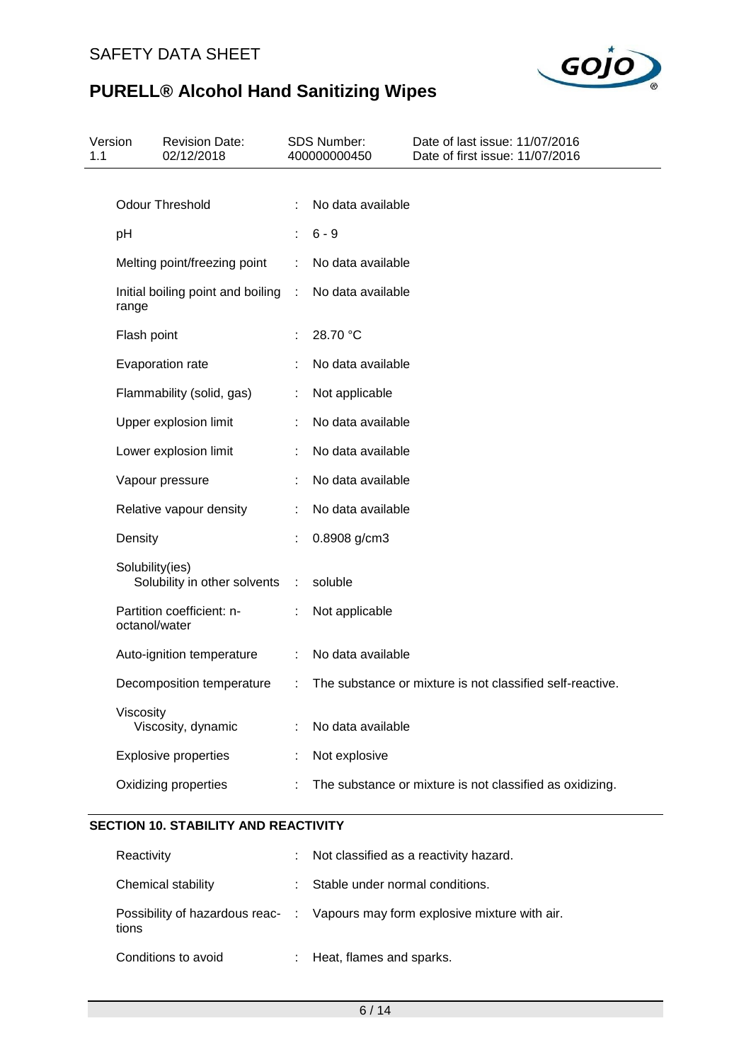| Property | | Value |
|---|---|---|
| Odour Threshold | : | No data available |
| pH | : | 6 - 9 |
| Melting point/freezing point | : | No data available |
| Initial boiling point and boiling range | : | No data available |
| Flash point | : | 28.70 °C |
| Evaporation rate | : | No data available |
| Flammability (solid, gas) | : | Not applicable |
| Upper explosion limit | : | No data available |
| Lower explosion limit | : | No data available |
| Vapour pressure | : | No data available |
| Relative vapour density | : | No data available |
| Density | : | 0.8908 g/cm3 |
| Solubility(ies) | | |
| Solubility in other solvents | : | soluble |
| Partition coefficient: n-octanol/water | : | Not applicable |
| Auto-ignition temperature | : | No data available |
| Decomposition temperature | : | The substance or mixture is not classified self-reactive. |
| Viscosity | | |
| Viscosity, dynamic | : | No data available |
| Explosive properties | : | Not explosive |
| Oxidizing properties | : | The substance or mixture is not classified as oxidizing. |

## SECTION 10. STABILITY AND REACTIVITY

| Property | | Value |
|---|---|---|
| Reactivity | : | Not classified as a reactivity hazard. |
| Chemical stability | : | Stable under normal conditions. |
| Possibility of hazardous reactions | : | Vapours may form explosive mixture with air. |
| Conditions to avoid | : | Heat, flames and sparks. |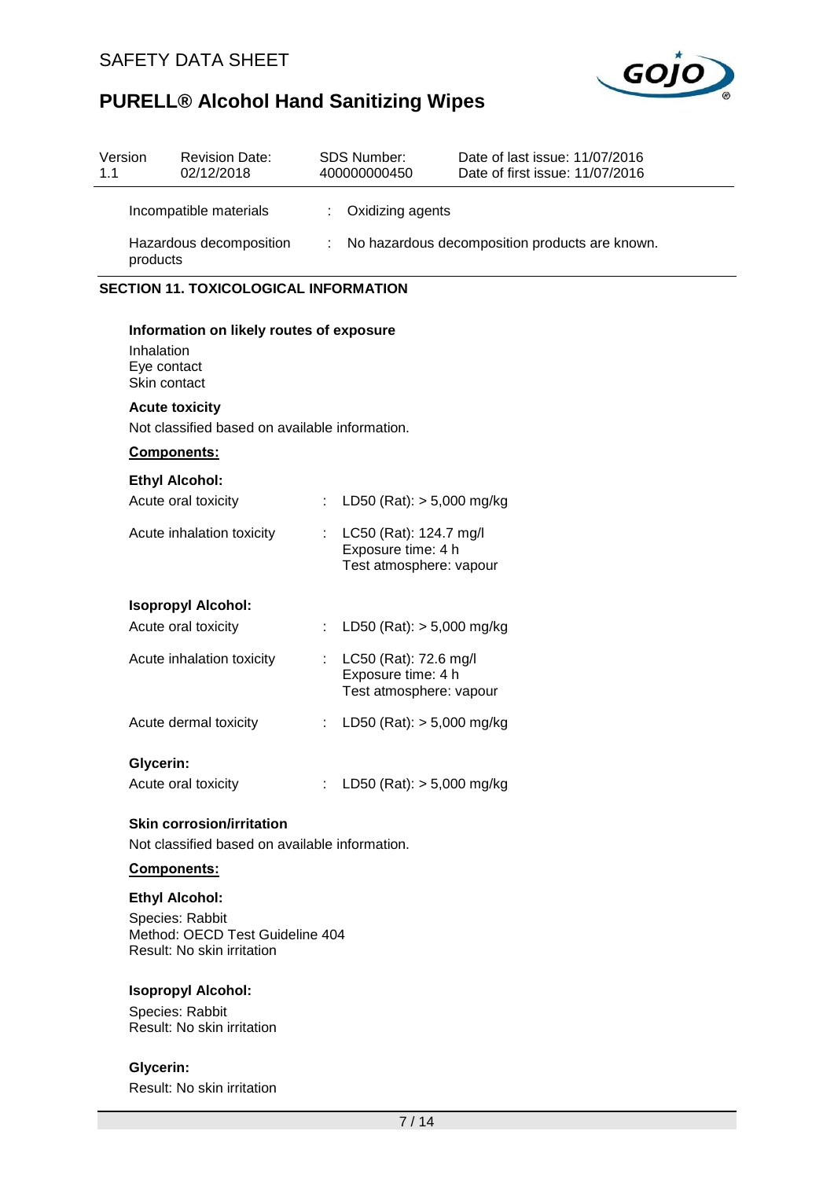| | | | |
|---|---|---|---|
| Version 1.1 | Revision Date: 02/12/2018 | SDS Number: 400000000450 | Date of last issue: 11/07/2016<br>Date of first issue: 11/07/2016 |

Incompatible materials : Oxidizing agents

Hazardous decomposition products : No hazardous decomposition products are known.

## SECTION 11. TOXICOLOGICAL INFORMATION

**Information on likely routes of exposure**

Inhalation
Eye contact
Skin contact

**Acute toxicity**

Not classified based on available information.

**Components:**

**Ethyl Alcohol:**

Acute oral toxicity : LD50 (Rat): > 5,000 mg/kg

Acute inhalation toxicity : LC50 (Rat): 124.7 mg/l
Exposure time: 4 h
Test atmosphere: vapour

**Isopropyl Alcohol:**

Acute oral toxicity : LD50 (Rat): > 5,000 mg/kg

Acute inhalation toxicity : LC50 (Rat): 72.6 mg/l
Exposure time: 4 h
Test atmosphere: vapour

Acute dermal toxicity : LD50 (Rat): > 5,000 mg/kg

**Glycerin:**

Acute oral toxicity : LD50 (Rat): > 5,000 mg/kg

**Skin corrosion/irritation**

Not classified based on available information.

**Components:**

**Ethyl Alcohol:**

Species: Rabbit
Method: OECD Test Guideline 404
Result: No skin irritation

**Isopropyl Alcohol:**

Species: Rabbit
Result: No skin irritation

**Glycerin:**

Result: No skin irritation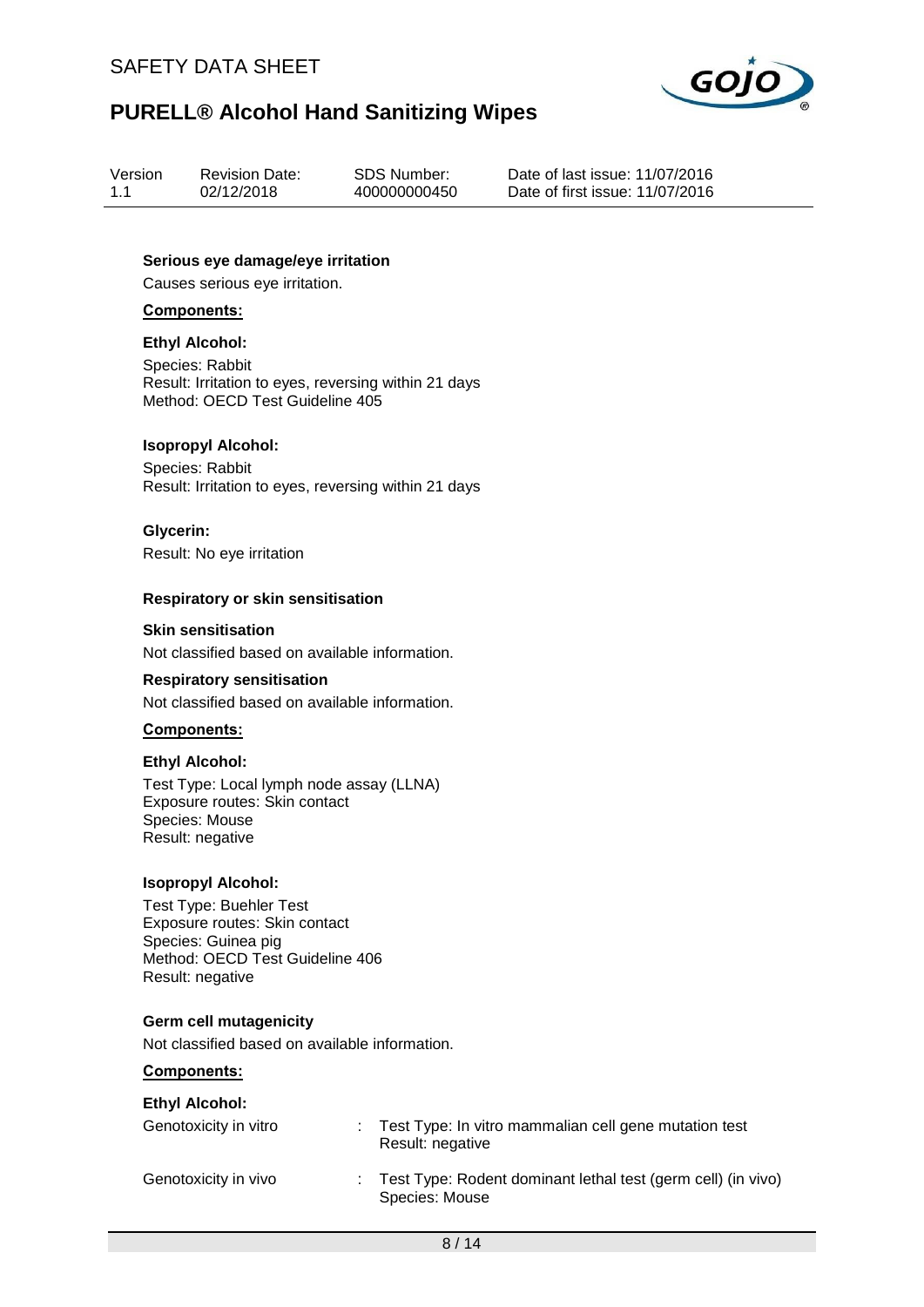**Serious eye damage/eye irritation**

Causes serious eye irritation.

**Components:**

**Ethyl Alcohol:**

Species: Rabbit
Result: Irritation to eyes, reversing within 21 days
Method: OECD Test Guideline 405

**Isopropyl Alcohol:**

Species: Rabbit
Result: Irritation to eyes, reversing within 21 days

**Glycerin:**

Result: No eye irritation

**Respiratory or skin sensitisation**

**Skin sensitisation**

Not classified based on available information.

**Respiratory sensitisation**

Not classified based on available information.

**Components:**

**Ethyl Alcohol:**

Test Type: Local lymph node assay (LLNA)
Exposure routes: Skin contact
Species: Mouse
Result: negative

**Isopropyl Alcohol:**

Test Type: Buehler Test
Exposure routes: Skin contact
Species: Guinea pig
Method: OECD Test Guideline 406
Result: negative

**Germ cell mutagenicity**

Not classified based on available information.

**Components:**

**Ethyl Alcohol:**

Genotoxicity in vitro : Test Type: In vitro mammalian cell gene mutation test
Result: negative

Genotoxicity in vivo : Test Type: Rodent dominant lethal test (germ cell) (in vivo)
Species: Mouse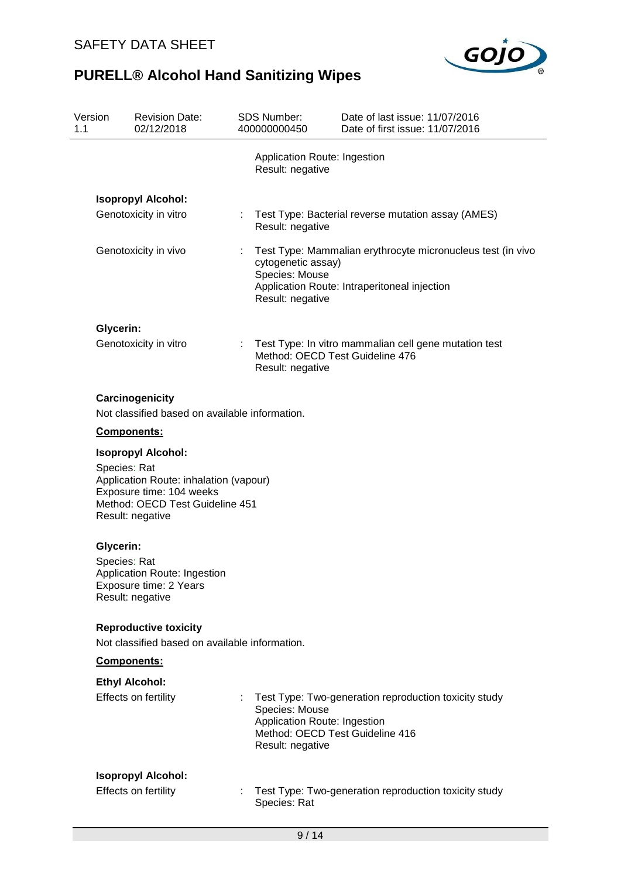Application Route: Ingestion
Result: negative

**Isopropyl Alcohol:**

Genotoxicity in vitro : Test Type: Bacterial reverse mutation assay (AMES)
Result: negative

Genotoxicity in vivo : Test Type: Mammalian erythrocyte micronucleus test (in vivo cytogenetic assay)
Species: Mouse
Application Route: Intraperitoneal injection
Result: negative

**Glycerin:**

Genotoxicity in vitro : Test Type: In vitro mammalian cell gene mutation test
Method: OECD Test Guideline 476
Result: negative

**Carcinogenicity**

Not classified based on available information.

**Components:**

**Isopropyl Alcohol:**

Species: Rat
Application Route: inhalation (vapour)
Exposure time: 104 weeks
Method: OECD Test Guideline 451
Result: negative

**Glycerin:**

Species: Rat
Application Route: Ingestion
Exposure time: 2 Years
Result: negative

**Reproductive toxicity**

Not classified based on available information.

**Components:**

**Ethyl Alcohol:**

Effects on fertility : Test Type: Two-generation reproduction toxicity study
Species: Mouse
Application Route: Ingestion
Method: OECD Test Guideline 416
Result: negative

**Isopropyl Alcohol:**

Effects on fertility : Test Type: Two-generation reproduction toxicity study
Species: Rat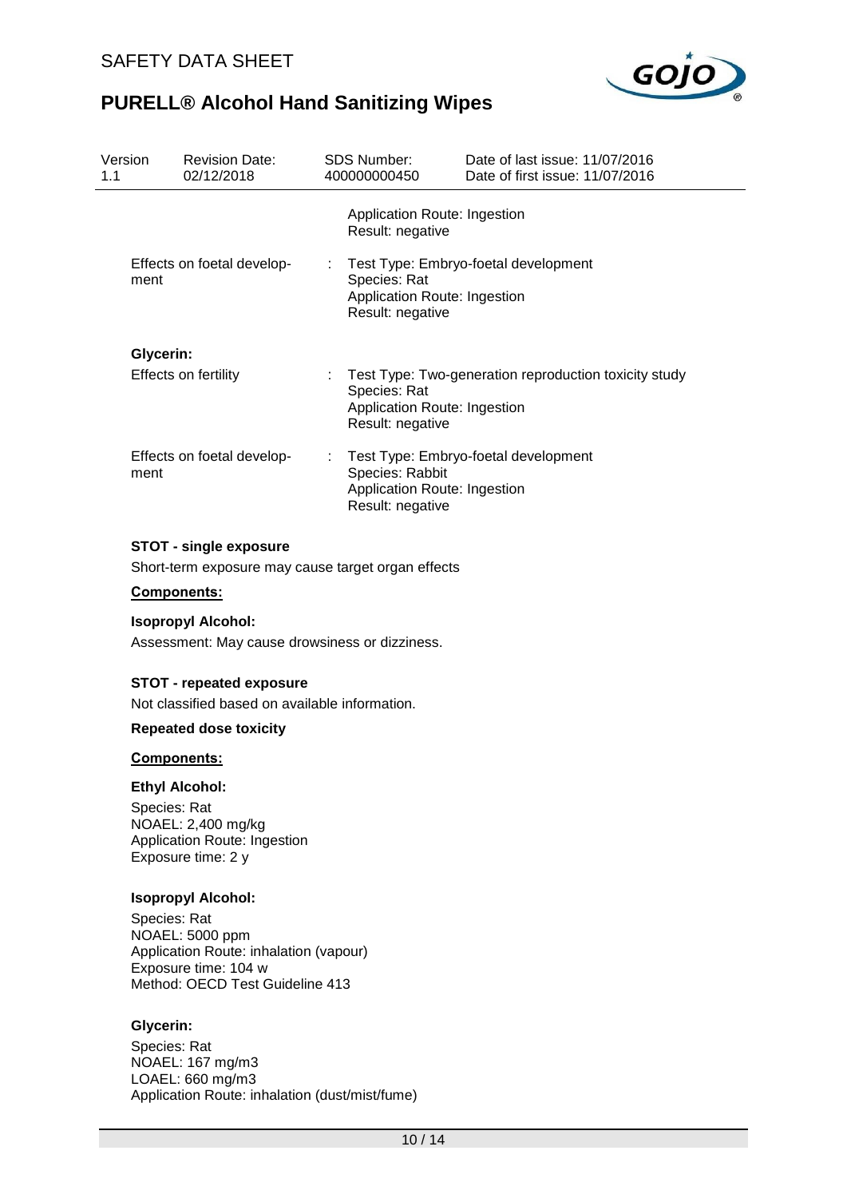Application Route: Ingestion
Result: negative

Effects on foetal development : Test Type: Embryo-foetal development
Species: Rat
Application Route: Ingestion
Result: negative

**Glycerin:**

Effects on fertility : Test Type: Two-generation reproduction toxicity study
Species: Rat
Application Route: Ingestion
Result: negative

Effects on foetal development : Test Type: Embryo-foetal development
Species: Rabbit
Application Route: Ingestion
Result: negative

**STOT - single exposure**

Short-term exposure may cause target organ effects

**Components:**

**Isopropyl Alcohol:**

Assessment: May cause drowsiness or dizziness.

**STOT - repeated exposure**

Not classified based on available information.

**Repeated dose toxicity**

**Components:**

**Ethyl Alcohol:**

Species: Rat
NOAEL: 2,400 mg/kg
Application Route: Ingestion
Exposure time: 2 y

**Isopropyl Alcohol:**

Species: Rat
NOAEL: 5000 ppm
Application Route: inhalation (vapour)
Exposure time: 104 w
Method: OECD Test Guideline 413

**Glycerin:**

Species: Rat
NOAEL: 167 mg/m3
LOAEL: 660 mg/m3
Application Route: inhalation (dust/mist/fume)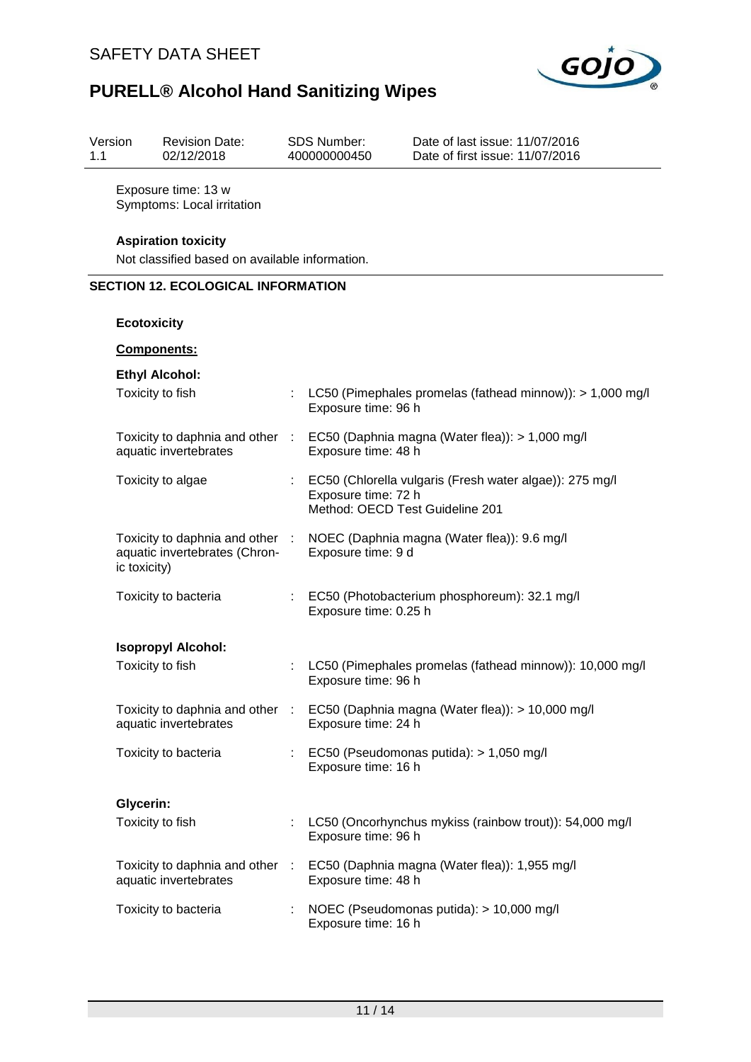Exposure time: 13 w
Symptoms: Local irritation

**Aspiration toxicity**

Not classified based on available information.

## SECTION 12. ECOLOGICAL INFORMATION

**Ecotoxicity**

**Components:**

**Ethyl Alcohol:**

| | | |
|---|---|---|
| Toxicity to fish | : | LC50 (Pimephales promelas (fathead minnow)): > 1,000 mg/l<br>Exposure time: 96 h |
| Toxicity to daphnia and other aquatic invertebrates | : | EC50 (Daphnia magna (Water flea)): > 1,000 mg/l<br>Exposure time: 48 h |
| Toxicity to algae | : | EC50 (Chlorella vulgaris (Fresh water algae)): 275 mg/l<br>Exposure time: 72 h<br>Method: OECD Test Guideline 201 |
| Toxicity to daphnia and other aquatic invertebrates (Chronic toxicity) | : | NOEC (Daphnia magna (Water flea)): 9.6 mg/l<br>Exposure time: 9 d |
| Toxicity to bacteria | : | EC50 (Photobacterium phosphoreum): 32.1 mg/l<br>Exposure time: 0.25 h |

**Isopropyl Alcohol:**

| | | |
|---|---|---|
| Toxicity to fish | : | LC50 (Pimephales promelas (fathead minnow)): 10,000 mg/l<br>Exposure time: 96 h |
| Toxicity to daphnia and other aquatic invertebrates | : | EC50 (Daphnia magna (Water flea)): > 10,000 mg/l<br>Exposure time: 24 h |
| Toxicity to bacteria | : | EC50 (Pseudomonas putida): > 1,050 mg/l<br>Exposure time: 16 h |

**Glycerin:**

| | | |
|---|---|---|
| Toxicity to fish | : | LC50 (Oncorhynchus mykiss (rainbow trout)): 54,000 mg/l<br>Exposure time: 96 h |
| Toxicity to daphnia and other aquatic invertebrates | : | EC50 (Daphnia magna (Water flea)): 1,955 mg/l<br>Exposure time: 48 h |
| Toxicity to bacteria | : | NOEC (Pseudomonas putida): > 10,000 mg/l<br>Exposure time: 16 h |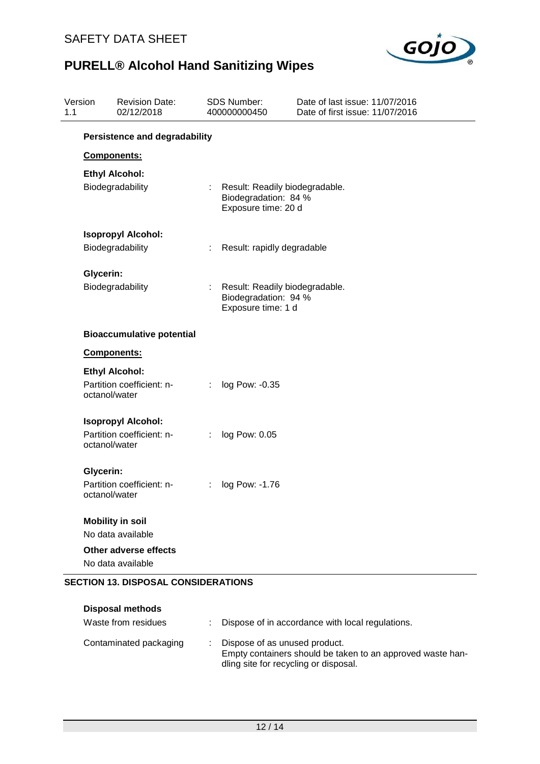**Persistence and degradability**

**Components:**

**Ethyl Alcohol:**

| | | |
|---|---|---|
| Biodegradability | : | Result: Readily biodegradable.<br>Biodegradation: 84 %<br>Exposure time: 20 d |

**Isopropyl Alcohol:**

| | | |
|---|---|---|
| Biodegradability | : | Result: rapidly degradable |

**Glycerin:**

| | | |
|---|---|---|
| Biodegradability | : | Result: Readily biodegradable.<br>Biodegradation: 94 %<br>Exposure time: 1 d |

**Bioaccumulative potential**

**Components:**

**Ethyl Alcohol:**

| | | |
|---|---|---|
| Partition coefficient: n-octanol/water | : | log Pow: -0.35 |

**Isopropyl Alcohol:**

| | | |
|---|---|---|
| Partition coefficient: n-octanol/water | : | log Pow: 0.05 |

**Glycerin:**

| | | |
|---|---|---|
| Partition coefficient: n-octanol/water | : | log Pow: -1.76 |

**Mobility in soil**

No data available

**Other adverse effects**

No data available

## SECTION 13. DISPOSAL CONSIDERATIONS

**Disposal methods**

| | | |
|---|---|---|
| Waste from residues | : | Dispose of in accordance with local regulations. |
| Contaminated packaging | : | Dispose of as unused product.<br>Empty containers should be taken to an approved waste handling site for recycling or disposal. |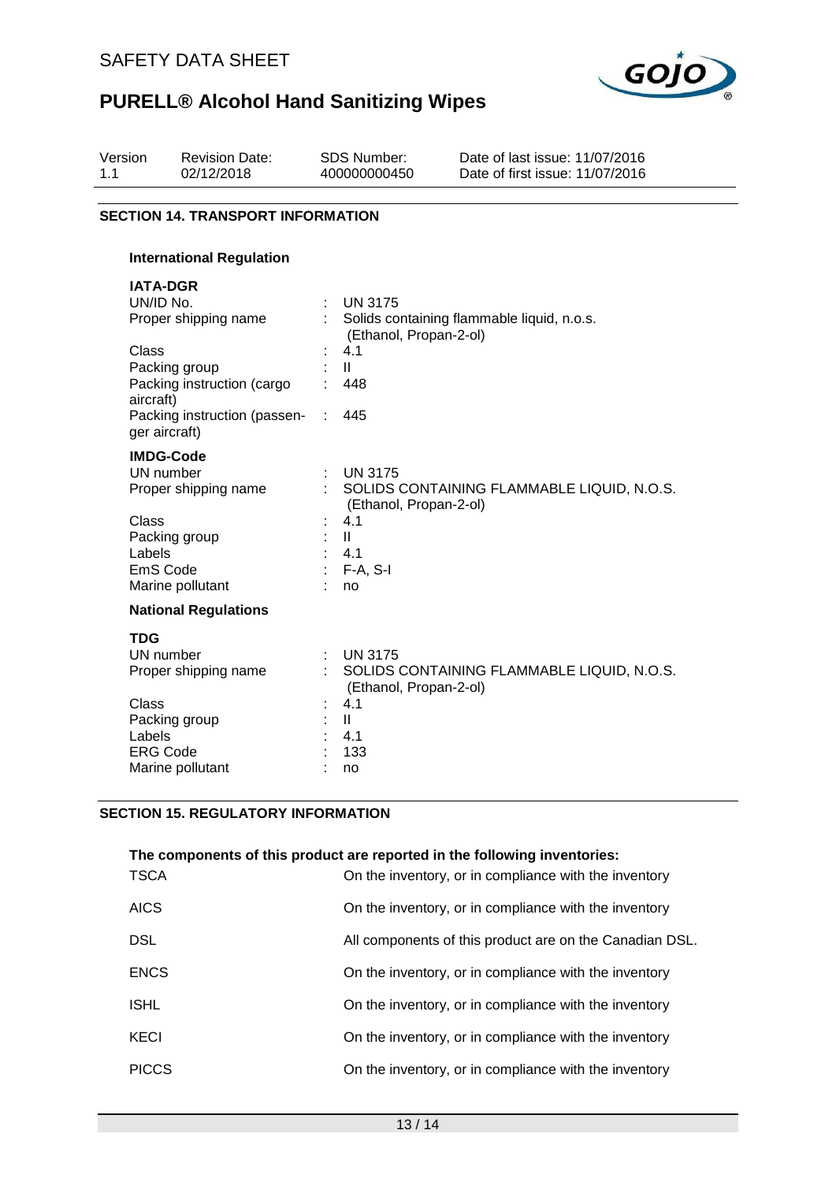## SECTION 14. TRANSPORT INFORMATION

### International Regulation

**IATA-DGR**

| | | |
|---|---|---|
| UN/ID No. | : | UN 3175 |
| Proper shipping name | : | Solids containing flammable liquid, n.o.s. (Ethanol, Propan-2-ol) |
| Class | : | 4.1 |
| Packing group | : | II |
| Packing instruction (cargo aircraft) | : | 448 |
| Packing instruction (passenger aircraft) | : | 445 |

**IMDG-Code**

| | | |
|---|---|---|
| UN number | : | UN 3175 |
| Proper shipping name | : | SOLIDS CONTAINING FLAMMABLE LIQUID, N.O.S. (Ethanol, Propan-2-ol) |
| Class | : | 4.1 |
| Packing group | : | II |
| Labels | : | 4.1 |
| EmS Code | : | F-A, S-I |
| Marine pollutant | : | no |

### National Regulations

**TDG**

| | | |
|---|---|---|
| UN number | : | UN 3175 |
| Proper shipping name | : | SOLIDS CONTAINING FLAMMABLE LIQUID, N.O.S. (Ethanol, Propan-2-ol) |
| Class | : | 4.1 |
| Packing group | : | II |
| Labels | : | 4.1 |
| ERG Code | : | 133 |
| Marine pollutant | : | no |

## SECTION 15. REGULATORY INFORMATION

**The components of this product are reported in the following inventories:**

| | |
|---|---|
| TSCA | On the inventory, or in compliance with the inventory |
| AICS | On the inventory, or in compliance with the inventory |
| DSL | All components of this product are on the Canadian DSL. |
| ENCS | On the inventory, or in compliance with the inventory |
| ISHL | On the inventory, or in compliance with the inventory |
| KECI | On the inventory, or in compliance with the inventory |
| PICCS | On the inventory, or in compliance with the inventory |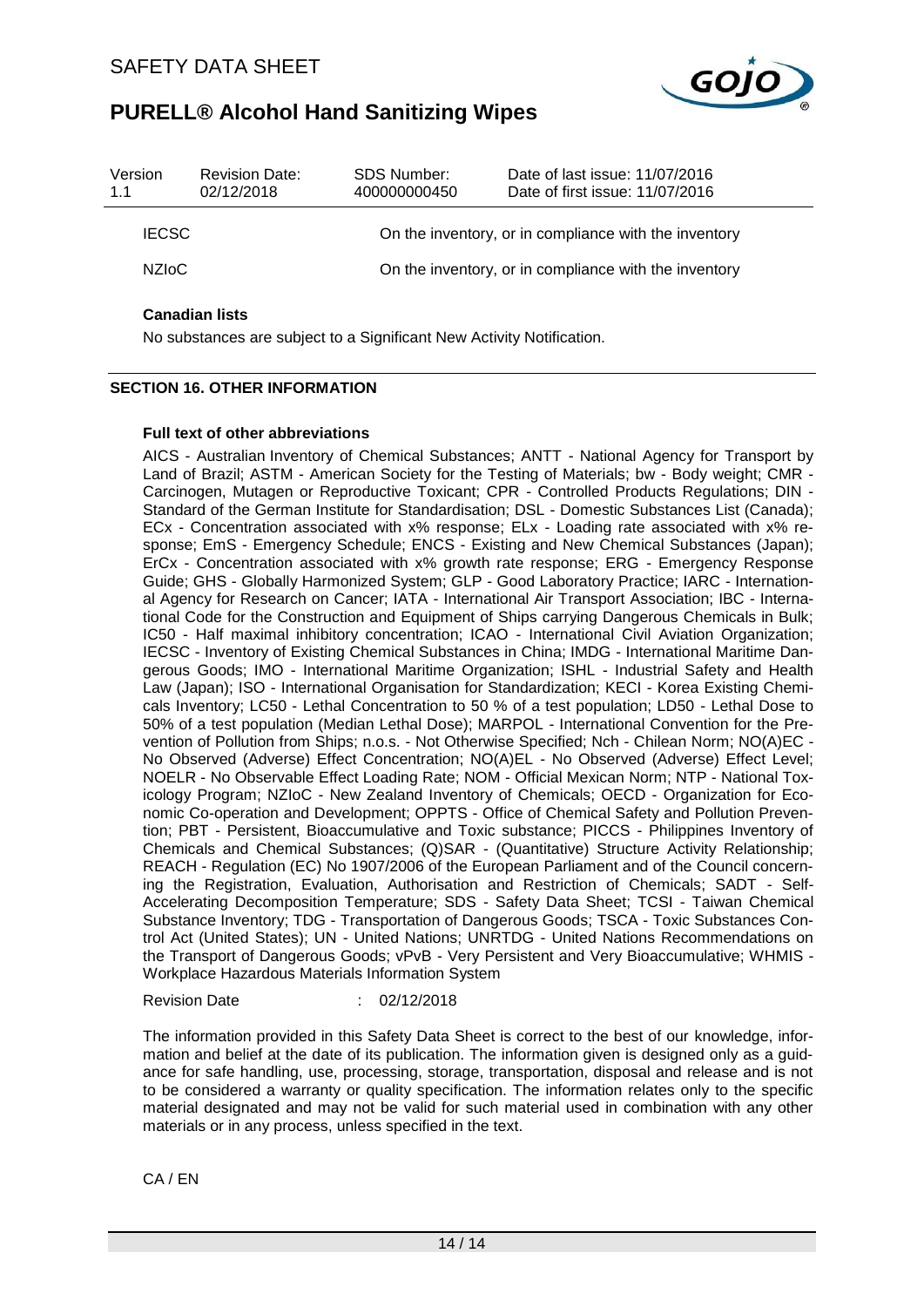| | |
|---|---|
| IECSC | On the inventory, or in compliance with the inventory |
| NZIoC | On the inventory, or in compliance with the inventory |

**Canadian lists**

No substances are subject to a Significant New Activity Notification.

## SECTION 16. OTHER INFORMATION

**Full text of other abbreviations**

AICS - Australian Inventory of Chemical Substances; ANTT - National Agency for Transport by Land of Brazil; ASTM - American Society for the Testing of Materials; bw - Body weight; CMR - Carcinogen, Mutagen or Reproductive Toxicant; CPR - Controlled Products Regulations; DIN - Standard of the German Institute for Standardisation; DSL - Domestic Substances List (Canada); ECx - Concentration associated with x% response; ELx - Loading rate associated with x% response; EmS - Emergency Schedule; ENCS - Existing and New Chemical Substances (Japan); ErCx - Concentration associated with x% growth rate response; ERG - Emergency Response Guide; GHS - Globally Harmonized System; GLP - Good Laboratory Practice; IARC - International Agency for Research on Cancer; IATA - International Air Transport Association; IBC - International Code for the Construction and Equipment of Ships carrying Dangerous Chemicals in Bulk; IC50 - Half maximal inhibitory concentration; ICAO - International Civil Aviation Organization; IECSC - Inventory of Existing Chemical Substances in China; IMDG - International Maritime Dangerous Goods; IMO - International Maritime Organization; ISHL - Industrial Safety and Health Law (Japan); ISO - International Organisation for Standardization; KECI - Korea Existing Chemicals Inventory; LC50 - Lethal Concentration to 50 % of a test population; LD50 - Lethal Dose to 50% of a test population (Median Lethal Dose); MARPOL - International Convention for the Prevention of Pollution from Ships; n.o.s. - Not Otherwise Specified; Nch - Chilean Norm; NO(A)EC - No Observed (Adverse) Effect Concentration; NO(A)EL - No Observed (Adverse) Effect Level; NOELR - No Observable Effect Loading Rate; NOM - Official Mexican Norm; NTP - National Toxicology Program; NZIoC - New Zealand Inventory of Chemicals; OECD - Organization for Economic Co-operation and Development; OPPTS - Office of Chemical Safety and Pollution Prevention; PBT - Persistent, Bioaccumulative and Toxic substance; PICCS - Philippines Inventory of Chemicals and Chemical Substances; (Q)SAR - (Quantitative) Structure Activity Relationship; REACH - Regulation (EC) No 1907/2006 of the European Parliament and of the Council concerning the Registration, Evaluation, Authorisation and Restriction of Chemicals; SADT - Self-Accelerating Decomposition Temperature; SDS - Safety Data Sheet; TCSI - Taiwan Chemical Substance Inventory; TDG - Transportation of Dangerous Goods; TSCA - Toxic Substances Control Act (United States); UN - United Nations; UNRTDG - United Nations Recommendations on the Transport of Dangerous Goods; vPvB - Very Persistent and Very Bioaccumulative; WHMIS - Workplace Hazardous Materials Information System

Revision Date : 02/12/2018

The information provided in this Safety Data Sheet is correct to the best of our knowledge, information and belief at the date of its publication. The information given is designed only as a guidance for safe handling, use, processing, storage, transportation, disposal and release and is not to be considered a warranty or quality specification. The information relates only to the specific material designated and may not be valid for such material used in combination with any other materials or in any process, unless specified in the text.

CA / EN